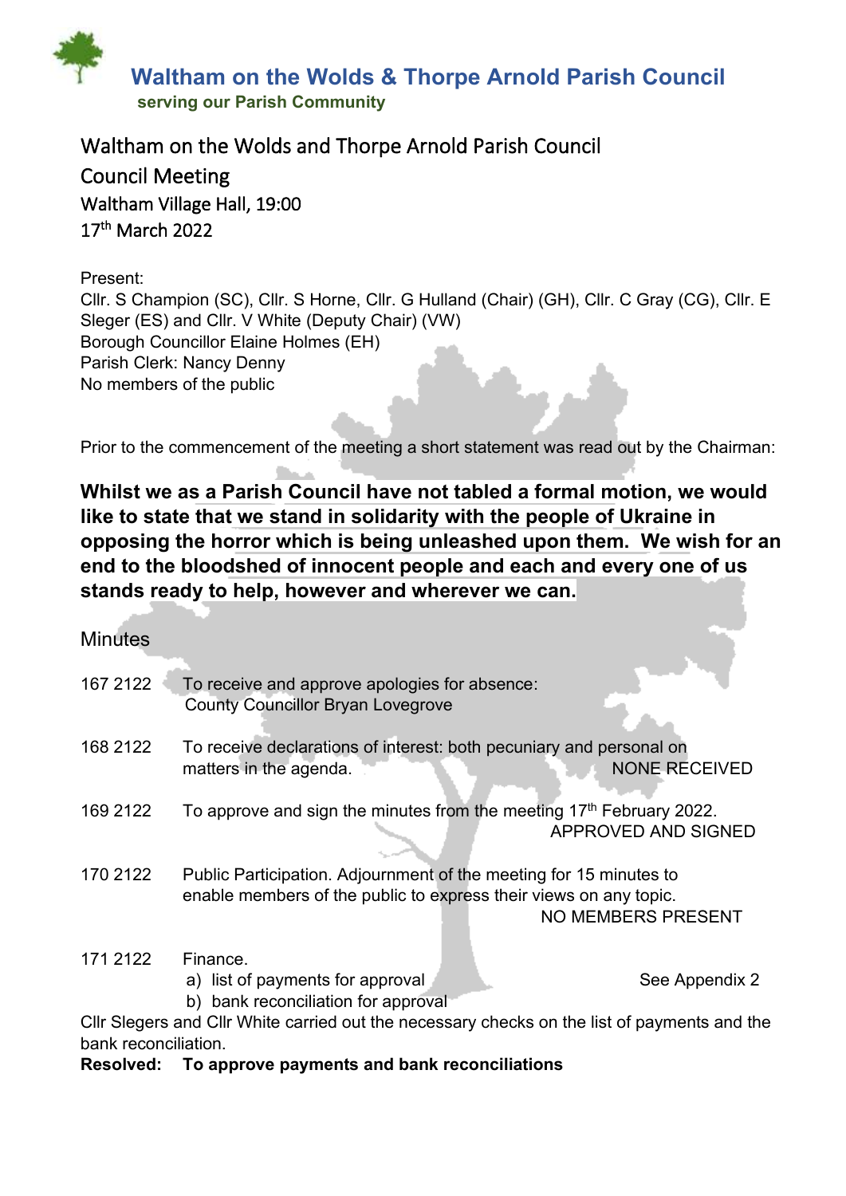# Waltham on the Wolds & Thorpe Arnold Parish Council

**serving our Parish Community**

## Waltham on the Wolds and Thorpe Arnold Parish Council

## Council Meeting

Waltham Village Hall, 19:00

17th March 2022

Present:

Cllr. S Champion (SC), Cllr. S Horne, Cllr. G Hulland (Chair) (GH), Cllr. C Gray (CG), Cllr. E Sleger (ES) and Cllr. V White (Deputy Chair) (VW)

Borough Councillor Elaine Holmes (EH)

Parish Clerk: Nancy Denny

No members of the public

Prior to the commencement of the meeting a short statement was read out by the Chairman:

**Whilst we as a Parish Council have not tabled a formal motion, we would like to state that we stand in solidarity with the people of Ukraine in opposing the horror which is being unleashed upon them. We wish for an end to the bloodshed of innocent people and each and every one of us stands ready to help, however and wherever we can.**

## Minutes

167 2122 To receive and approve apologies for absence:
County Councillor Bryan Lovegrove

168 2122 To receive declarations of interest: both pecuniary and personal on matters in the agenda. NONE RECEIVED

169 2122 To approve and sign the minutes from the meeting 17th February 2022. APPROVED AND SIGNED

170 2122 Public Participation. Adjournment of the meeting for 15 minutes to enable members of the public to express their views on any topic. NO MEMBERS PRESENT

171 2122 Finance.
a) list of payments for approval See Appendix 2
b) bank reconciliation for approval

Cllr Slegers and Cllr White carried out the necessary checks on the list of payments and the bank reconciliation.

**Resolved: To approve payments and bank reconciliations**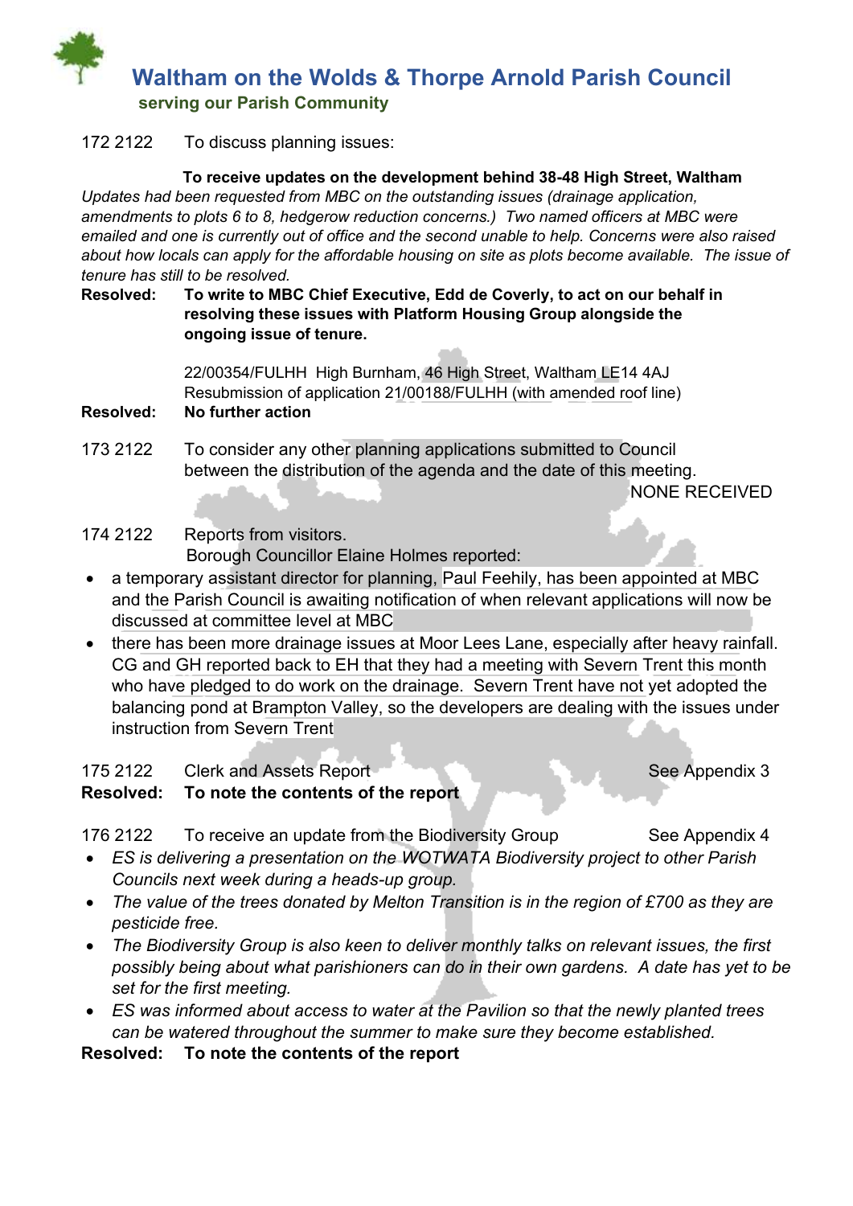172 2122 To discuss planning issues:

**To receive updates on the development behind 38-48 High Street, Waltham**

*Updates had been requested from MBC on the outstanding issues (drainage application, amendments to plots 6 to 8, hedgerow reduction concerns.) Two named officers at MBC were emailed and one is currently out of office and the second unable to help. Concerns were also raised about how locals can apply for the affordable housing on site as plots become available. The issue of tenure has still to be resolved.*

**Resolved: To write to MBC Chief Executive, Edd de Coverly, to act on our behalf in resolving these issues with Platform Housing Group alongside the ongoing issue of tenure.**

22/00354/FULHH High Burnham, 46 High Street, Waltham LE14 4AJ
Resubmission of application 21/00188/FULHH (with amended roof line)

**Resolved: No further action**

173 2122 To consider any other planning applications submitted to Council between the distribution of the agenda and the date of this meeting.

NONE RECEIVED

174 2122 Reports from visitors.

Borough Councillor Elaine Holmes reported:

- a temporary assistant director for planning, Paul Feehily, has been appointed at MBC and the Parish Council is awaiting notification of when relevant applications will now be discussed at committee level at MBC
- there has been more drainage issues at Moor Lees Lane, especially after heavy rainfall. CG and GH reported back to EH that they had a meeting with Severn Trent this month who have pledged to do work on the drainage. Severn Trent have not yet adopted the balancing pond at Brampton Valley, so the developers are dealing with the issues under instruction from Severn Trent

175 2122 Clerk and Assets Report See Appendix 3

**Resolved: To note the contents of the report**

176 2122 To receive an update from the Biodiversity Group See Appendix 4

- *ES is delivering a presentation on the WOTWATA Biodiversity project to other Parish Councils next week during a heads-up group.*
- *The value of the trees donated by Melton Transition is in the region of £700 as they are pesticide free.*
- *The Biodiversity Group is also keen to deliver monthly talks on relevant issues, the first possibly being about what parishioners can do in their own gardens. A date has yet to be set for the first meeting.*
- *ES was informed about access to water at the Pavilion so that the newly planted trees can be watered throughout the summer to make sure they become established.*

**Resolved: To note the contents of the report**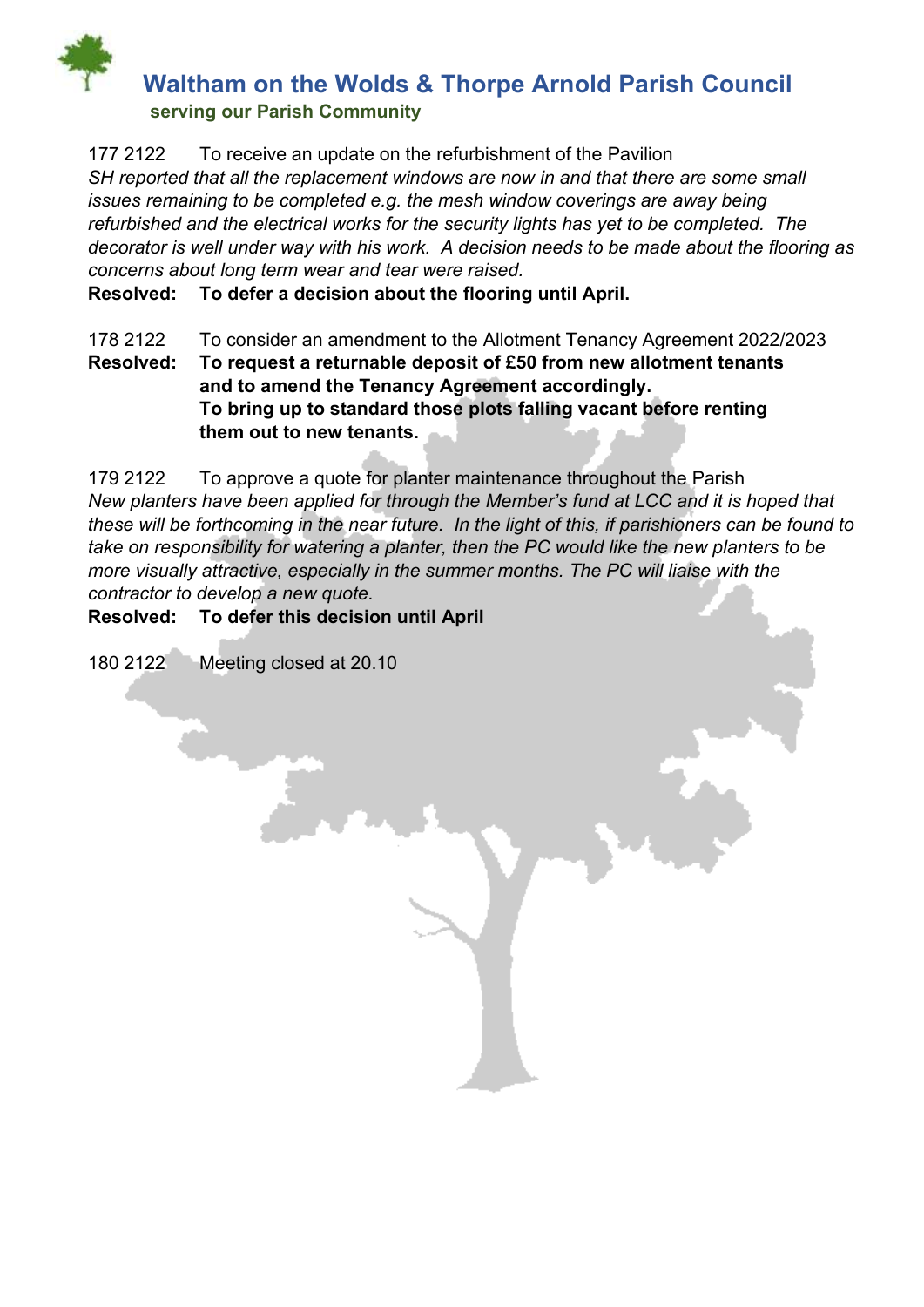# Waltham on the Wolds & Thorpe Arnold Parish Council

**serving our Parish Community**

177 2122 To receive an update on the refurbishment of the Pavilion

*SH reported that all the replacement windows are now in and that there are some small issues remaining to be completed e.g. the mesh window coverings are away being refurbished and the electrical works for the security lights has yet to be completed. The decorator is well under way with his work. A decision needs to be made about the flooring as concerns about long term wear and tear were raised.*

**Resolved: To defer a decision about the flooring until April.**

178 2122 To consider an amendment to the Allotment Tenancy Agreement 2022/2023

**Resolved: To request a returnable deposit of £50 from new allotment tenants and to amend the Tenancy Agreement accordingly.**
**To bring up to standard those plots falling vacant before renting them out to new tenants.**

179 2122 To approve a quote for planter maintenance throughout the Parish

*New planters have been applied for through the Member's fund at LCC and it is hoped that these will be forthcoming in the near future. In the light of this, if parishioners can be found to take on responsibility for watering a planter, then the PC would like the new planters to be more visually attractive, especially in the summer months. The PC will liaise with the contractor to develop a new quote.*

**Resolved: To defer this decision until April**

180 2122 Meeting closed at 20.10